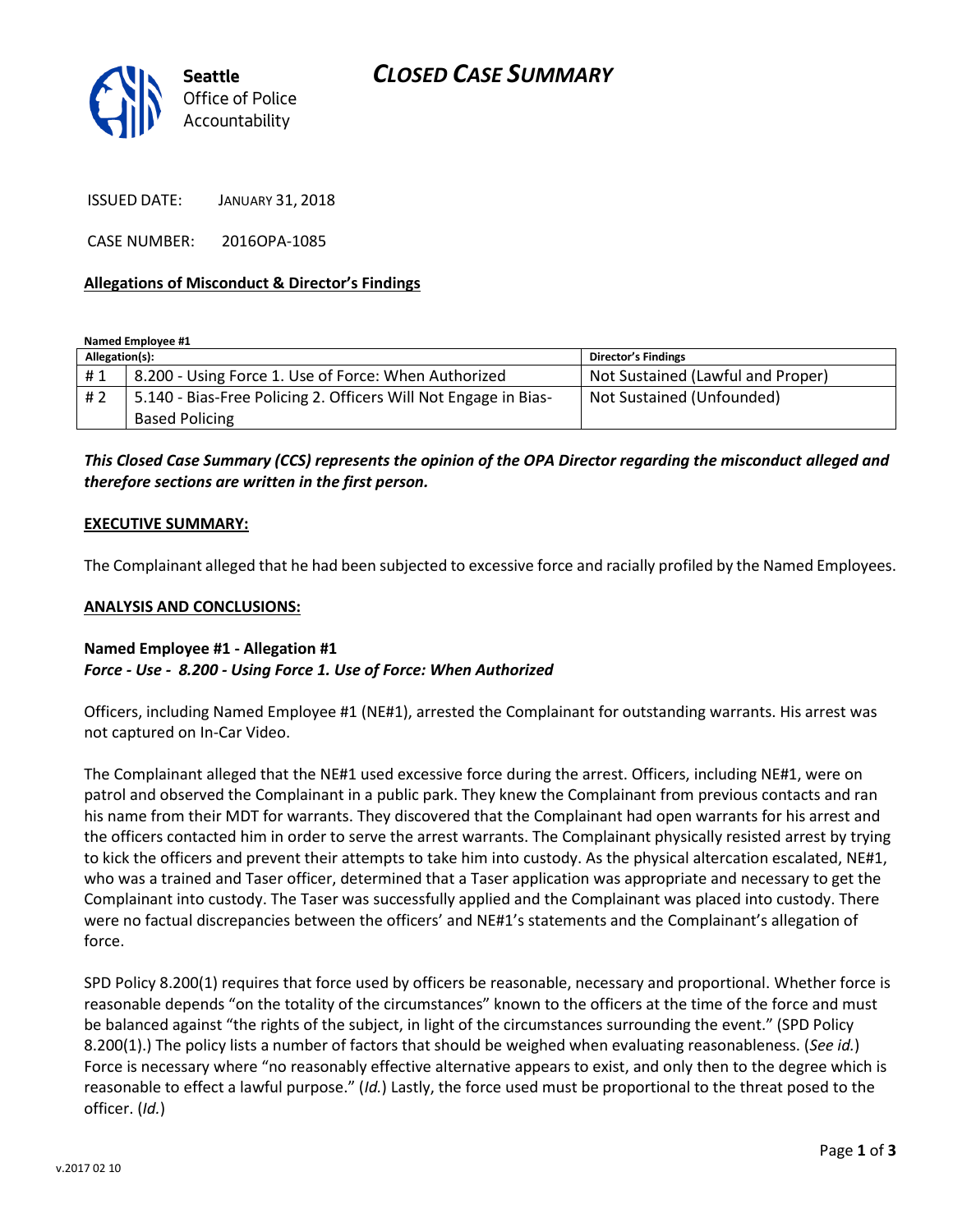Seattle Office of Police Accountability

# CLOSED CASE SUMMARY

ISSUED DATE: JANUARY 31, 2018

CASE NUMBER: 2016OPA-1085

**Allegations of Misconduct & Director's Findings**

**Named Employee #1**

| Allegation(s): | | Director's Findings |
|---|---|---|
| # 1 | 8.200 - Using Force 1. Use of Force: When Authorized | Not Sustained (Lawful and Proper) |
| # 2 | 5.140 - Bias-Free Policing 2. Officers Will Not Engage in Bias-Based Policing | Not Sustained (Unfounded) |

***This Closed Case Summary (CCS) represents the opinion of the OPA Director regarding the misconduct alleged and therefore sections are written in the first person.***

**EXECUTIVE SUMMARY:**

The Complainant alleged that he had been subjected to excessive force and racially profiled by the Named Employees.

**ANALYSIS AND CONCLUSIONS:**

**Named Employee #1 - Allegation #1**
***Force - Use - 8.200 - Using Force 1. Use of Force: When Authorized***

Officers, including Named Employee #1 (NE#1), arrested the Complainant for outstanding warrants. His arrest was not captured on In-Car Video.

The Complainant alleged that the NE#1 used excessive force during the arrest. Officers, including NE#1, were on patrol and observed the Complainant in a public park. They knew the Complainant from previous contacts and ran his name from their MDT for warrants. They discovered that the Complainant had open warrants for his arrest and the officers contacted him in order to serve the arrest warrants. The Complainant physically resisted arrest by trying to kick the officers and prevent their attempts to take him into custody. As the physical altercation escalated, NE#1, who was a trained and Taser officer, determined that a Taser application was appropriate and necessary to get the Complainant into custody. The Taser was successfully applied and the Complainant was placed into custody. There were no factual discrepancies between the officers' and NE#1's statements and the Complainant's allegation of force.

SPD Policy 8.200(1) requires that force used by officers be reasonable, necessary and proportional. Whether force is reasonable depends "on the totality of the circumstances" known to the officers at the time of the force and must be balanced against "the rights of the subject, in light of the circumstances surrounding the event." (SPD Policy 8.200(1).) The policy lists a number of factors that should be weighed when evaluating reasonableness. (*See id.*) Force is necessary where "no reasonably effective alternative appears to exist, and only then to the degree which is reasonable to effect a lawful purpose." (*Id.*) Lastly, the force used must be proportional to the threat posed to the officer. (*Id.*)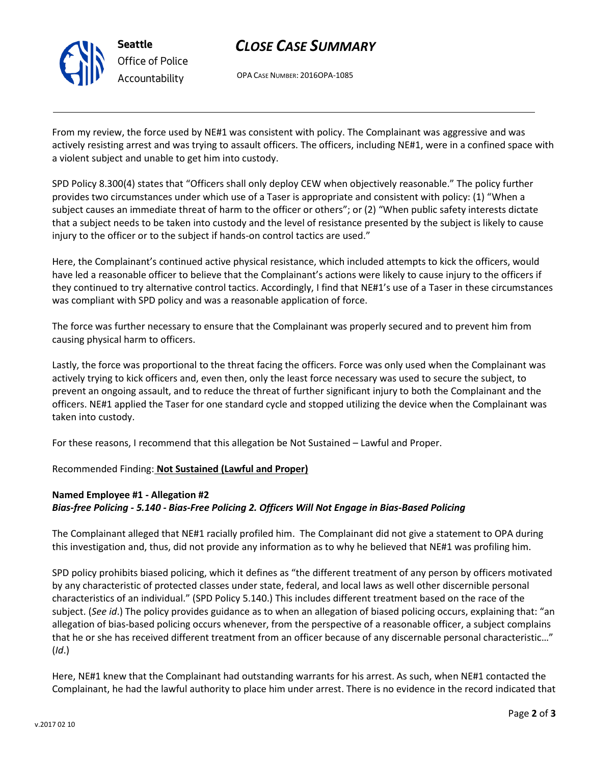From my review, the force used by NE#1 was consistent with policy. The Complainant was aggressive and was actively resisting arrest and was trying to assault officers. The officers, including NE#1, were in a confined space with a violent subject and unable to get him into custody.

SPD Policy 8.300(4) states that "Officers shall only deploy CEW when objectively reasonable." The policy further provides two circumstances under which use of a Taser is appropriate and consistent with policy: (1) "When a subject causes an immediate threat of harm to the officer or others"; or (2) "When public safety interests dictate that a subject needs to be taken into custody and the level of resistance presented by the subject is likely to cause injury to the officer or to the subject if hands-on control tactics are used."

Here, the Complainant's continued active physical resistance, which included attempts to kick the officers, would have led a reasonable officer to believe that the Complainant's actions were likely to cause injury to the officers if they continued to try alternative control tactics. Accordingly, I find that NE#1's use of a Taser in these circumstances was compliant with SPD policy and was a reasonable application of force.

The force was further necessary to ensure that the Complainant was properly secured and to prevent him from causing physical harm to officers.

Lastly, the force was proportional to the threat facing the officers. Force was only used when the Complainant was actively trying to kick officers and, even then, only the least force necessary was used to secure the subject, to prevent an ongoing assault, and to reduce the threat of further significant injury to both the Complainant and the officers. NE#1 applied the Taser for one standard cycle and stopped utilizing the device when the Complainant was taken into custody.

For these reasons, I recommend that this allegation be Not Sustained – Lawful and Proper.

Recommended Finding: **Not Sustained (Lawful and Proper)**

**Named Employee #1 - Allegation #2**
***Bias-free Policing - 5.140 - Bias-Free Policing 2. Officers Will Not Engage in Bias-Based Policing***

The Complainant alleged that NE#1 racially profiled him. The Complainant did not give a statement to OPA during this investigation and, thus, did not provide any information as to why he believed that NE#1 was profiling him.

SPD policy prohibits biased policing, which it defines as "the different treatment of any person by officers motivated by any characteristic of protected classes under state, federal, and local laws as well other discernible personal characteristics of an individual." (SPD Policy 5.140.) This includes different treatment based on the race of the subject. (*See id*.) The policy provides guidance as to when an allegation of biased policing occurs, explaining that: "an allegation of bias-based policing occurs whenever, from the perspective of a reasonable officer, a subject complains that he or she has received different treatment from an officer because of any discernable personal characteristic…" (*Id*.)

Here, NE#1 knew that the Complainant had outstanding warrants for his arrest. As such, when NE#1 contacted the Complainant, he had the lawful authority to place him under arrest. There is no evidence in the record indicated that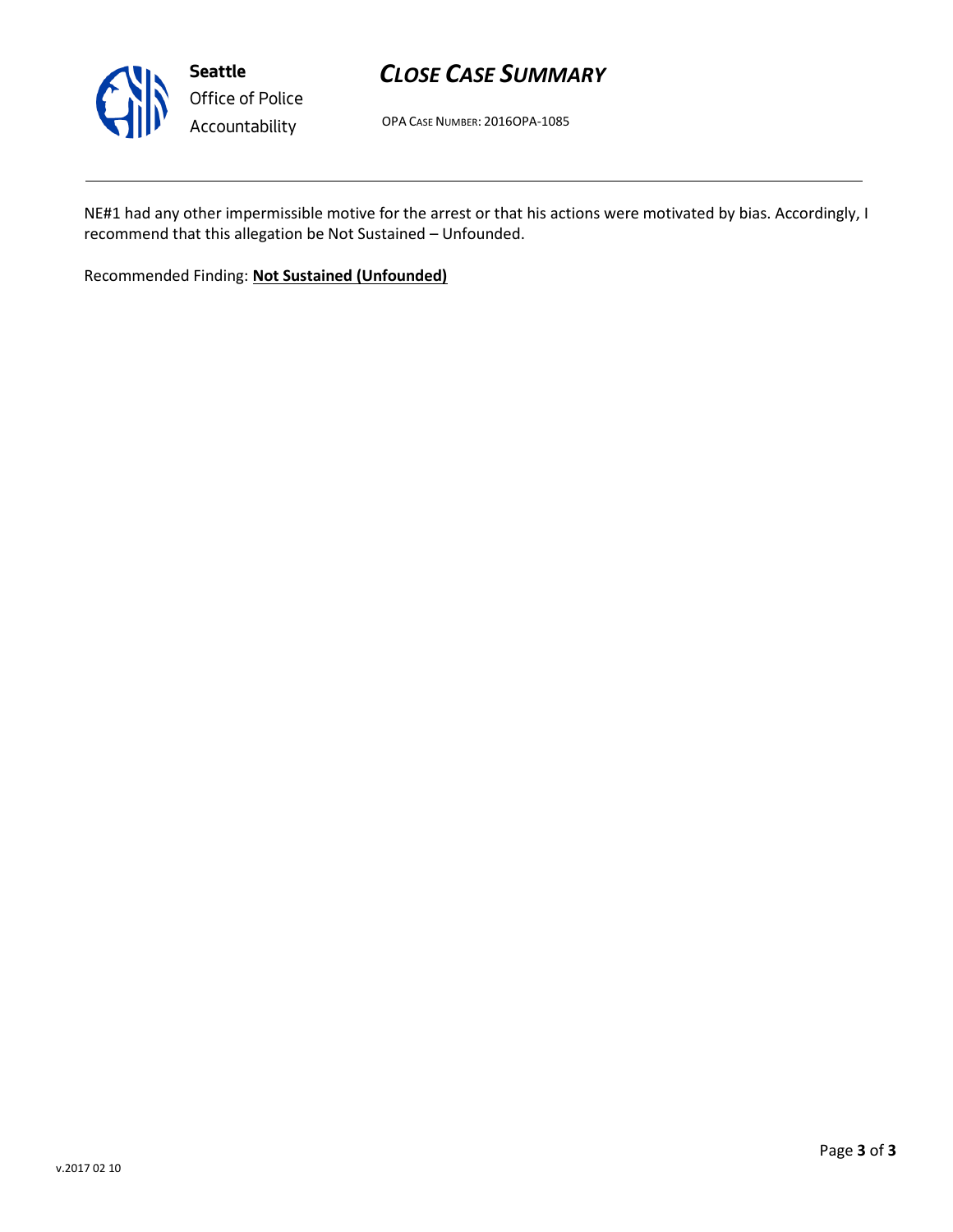NE#1 had any other impermissible motive for the arrest or that his actions were motivated by bias. Accordingly, I recommend that this allegation be Not Sustained – Unfounded.

Recommended Finding: **Not Sustained (Unfounded)**